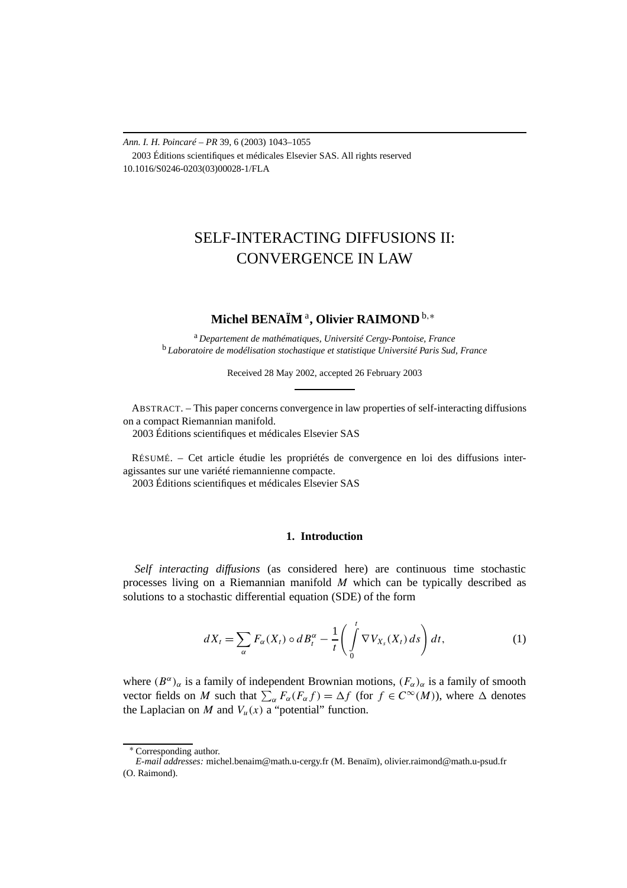Ann. I. H. Poincaré – PR 39, 6 (2003) 1043–1055
2003 Éditions scientifiques et médicales Elsevier SAS. All rights reserved
10.1016/S0246-0203(03)00028-1/FLA

# SELF-INTERACTING DIFFUSIONS II: CONVERGENCE IN LAW

**Michel BENAÏM** [a], **Olivier RAIMOND** [b,∗]

[a] *Departement de mathématiques, Université Cergy-Pontoise, France*
[b] *Laboratoire de modélisation stochastique et statistique Université Paris Sud, France*

Received 28 May 2002, accepted 26 February 2003

ABSTRACT. – This paper concerns convergence in law properties of self-interacting diffusions on a compact Riemannian manifold.
2003 Éditions scientifiques et médicales Elsevier SAS

RÉSUMÉ. – Cet article étudie les propriétés de convergence en loi des diffusions inter-agissantes sur une variété riemannienne compacte.
2003 Éditions scientifiques et médicales Elsevier SAS

## 1. Introduction

*Self interacting diffusions* (as considered here) are continuous time stochastic processes living on a Riemannian manifold $M$ which can be typically described as solutions to a stochastic differential equation (SDE) of the form

$$dX_t = \sum_{\alpha} F_{\alpha}(X_t) \circ dB_t^{\alpha} - \frac{1}{t}\left(\int_0^t \nabla V_{X_s}(X_t)\, ds\right) dt, \tag{1}$$

where $(B^{\alpha})_{\alpha}$ is a family of independent Brownian motions, $(F_{\alpha})_{\alpha}$ is a family of smooth vector fields on $M$ such that $\sum_{\alpha} F_{\alpha}(F_{\alpha} f) = \Delta f$ (for $f \in C^{\infty}(M)$), where $\Delta$ denotes the Laplacian on $M$ and $V_u(x)$ a "potential" function.

∗ Corresponding author.
*E-mail addresses:* michel.benaim@math.u-cergy.fr (M. Benaïm), olivier.raimond@math.u-psud.fr (O. Raimond).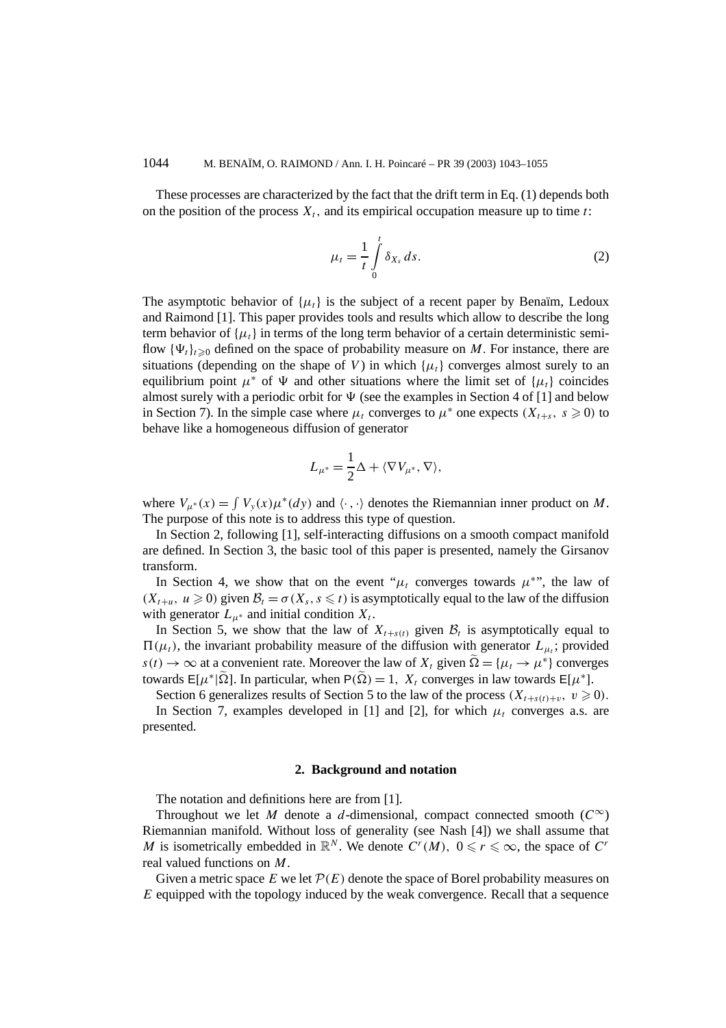These processes are characterized by the fact that the drift term in Eq. (1) depends both on the position of the process $X_t$, and its empirical occupation measure up to time $t$:

$$\mu_t = \frac{1}{t}\int_0^t \delta_{X_s}\,ds. \tag{2}$$

The asymptotic behavior of $\{\mu_t\}$ is the subject of a recent paper by Benaïm, Ledoux and Raimond [1]. This paper provides tools and results which allow to describe the long term behavior of $\{\mu_t\}$ in terms of the long term behavior of a certain deterministic semi-flow $\{\Psi_t\}_{t\geqslant 0}$ defined on the space of probability measure on $M$. For instance, there are situations (depending on the shape of $V$) in which $\{\mu_t\}$ converges almost surely to an equilibrium point $\mu^*$ of $\Psi$ and other situations where the limit set of $\{\mu_t\}$ coincides almost surely with a periodic orbit for $\Psi$ (see the examples in Section 4 of [1] and below in Section 7). In the simple case where $\mu_t$ converges to $\mu^*$ one expects $(X_{t+s},\ s\geqslant 0)$ to behave like a homogeneous diffusion of generator

$$L_{\mu^*} = \frac{1}{2}\Delta + \langle \nabla V_{\mu^*}, \nabla\rangle,$$

where $V_{\mu^*}(x) = \int V_y(x)\mu^*(dy)$ and $\langle\cdot,\cdot\rangle$ denotes the Riemannian inner product on $M$. The purpose of this note is to address this type of question.

In Section 2, following [1], self-interacting diffusions on a smooth compact manifold are defined. In Section 3, the basic tool of this paper is presented, namely the Girsanov transform.

In Section 4, we show that on the event "$\mu_t$ converges towards $\mu^*$", the law of $(X_{t+u},\ u\geqslant 0)$ given $\mathcal{B}_t = \sigma(X_s, s\leqslant t)$ is asymptotically equal to the law of the diffusion with generator $L_{\mu^*}$ and initial condition $X_t$.

In Section 5, we show that the law of $X_{t+s(t)}$ given $\mathcal{B}_t$ is asymptotically equal to $\Pi(\mu_t)$, the invariant probability measure of the diffusion with generator $L_{\mu_t}$; provided $s(t)\to\infty$ at a convenient rate. Moreover the law of $X_t$ given $\widetilde{\Omega} = \{\mu_t \to \mu^*\}$ converges towards $\mathsf{E}[\mu^*|\widetilde{\Omega}]$. In particular, when $\mathsf{P}(\widetilde{\Omega}) = 1$, $X_t$ converges in law towards $\mathsf{E}[\mu^*]$.

Section 6 generalizes results of Section 5 to the law of the process $(X_{t+s(t)+v},\ v\geqslant 0)$.

In Section 7, examples developed in [1] and [2], for which $\mu_t$ converges a.s. are presented.

## 2. Background and notation

The notation and definitions here are from [1].

Throughout we let $M$ denote a $d$-dimensional, compact connected smooth ($C^\infty$) Riemannian manifold. Without loss of generality (see Nash [4]) we shall assume that $M$ is isometrically embedded in $\mathbb{R}^N$. We denote $C^r(M)$, $0\leqslant r\leqslant\infty$, the space of $C^r$ real valued functions on $M$.

Given a metric space $E$ we let $\mathcal{P}(E)$ denote the space of Borel probability measures on $E$ equipped with the topology induced by the weak convergence. Recall that a sequence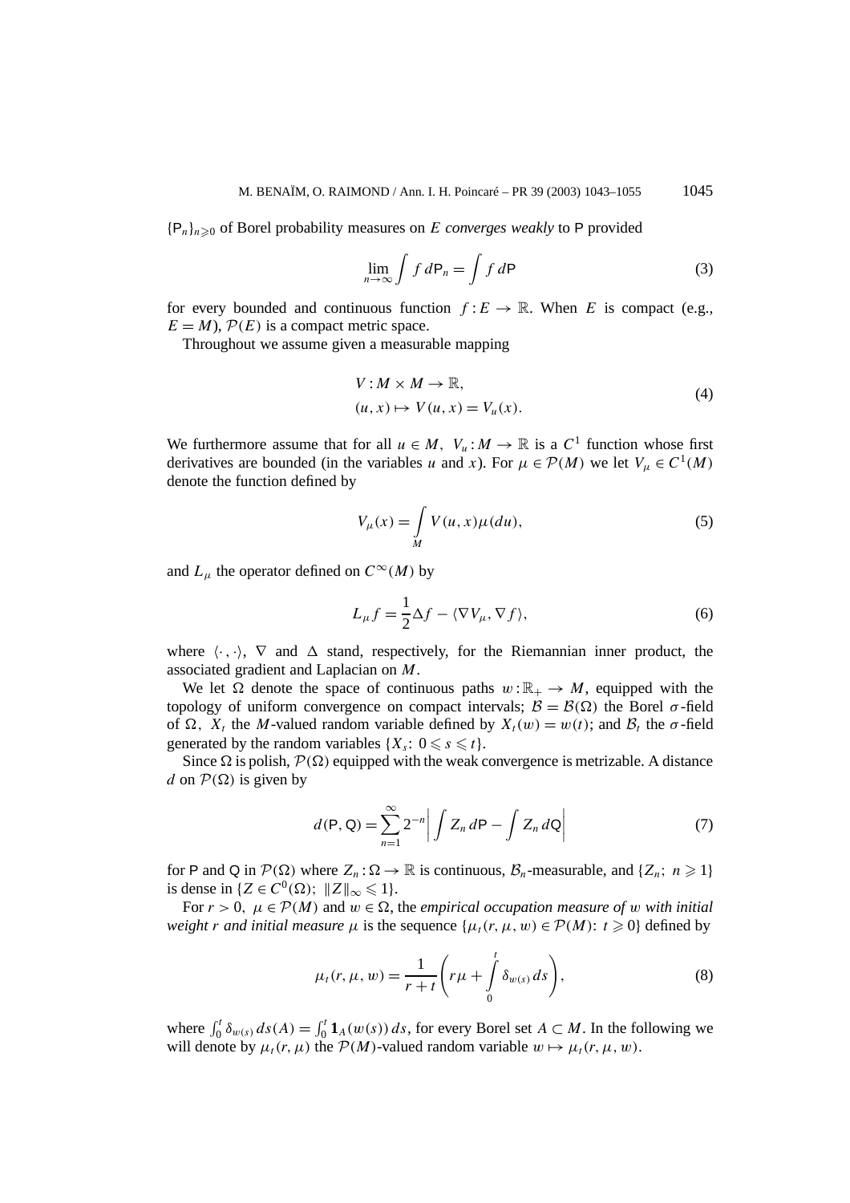$\{\mathsf{P}_n\}_{n\geqslant 0}$ of Borel probability measures on $E$ *converges weakly* to $\mathsf{P}$ provided

$$\lim_{n\to\infty}\int f\,d\mathsf{P}_n=\int f\,d\mathsf{P} \tag{3}$$

for every bounded and continuous function $f:E\to\mathbb{R}$. When $E$ is compact (e.g., $E=M$), $\mathcal{P}(E)$ is a compact metric space.

Throughout we assume given a measurable mapping

$$\begin{aligned} &V: M\times M\to\mathbb{R},\\ &(u,x)\mapsto V(u,x)=V_u(x). \end{aligned} \tag{4}$$

We furthermore assume that for all $u\in M$, $V_u:M\to\mathbb{R}$ is a $C^1$ function whose first derivatives are bounded (in the variables $u$ and $x$). For $\mu\in\mathcal{P}(M)$ we let $V_\mu\in C^1(M)$ denote the function defined by

$$V_\mu(x)=\int_M V(u,x)\mu(du), \tag{5}$$

and $L_\mu$ the operator defined on $C^\infty(M)$ by

$$L_\mu f=\frac{1}{2}\Delta f-\langle\nabla V_\mu,\nabla f\rangle, \tag{6}$$

where $\langle\cdot,\cdot\rangle$, $\nabla$ and $\Delta$ stand, respectively, for the Riemannian inner product, the associated gradient and Laplacian on $M$.

We let $\Omega$ denote the space of continuous paths $w:\mathbb{R}_+\to M$, equipped with the topology of uniform convergence on compact intervals; $\mathcal{B}=\mathcal{B}(\Omega)$ the Borel $\sigma$-field of $\Omega$, $X_t$ the $M$-valued random variable defined by $X_t(w)=w(t)$; and $\mathcal{B}_t$ the $\sigma$-field generated by the random variables $\{X_s\colon 0\leqslant s\leqslant t\}$.

Since $\Omega$ is polish, $\mathcal{P}(\Omega)$ equipped with the weak convergence is metrizable. A distance $d$ on $\mathcal{P}(\Omega)$ is given by

$$d(\mathsf{P},\mathsf{Q})=\sum_{n=1}^{\infty}2^{-n}\left|\int Z_n\,d\mathsf{P}-\int Z_n\,d\mathsf{Q}\right| \tag{7}$$

for $\mathsf{P}$ and $\mathsf{Q}$ in $\mathcal{P}(\Omega)$ where $Z_n:\Omega\to\mathbb{R}$ is continuous, $\mathcal{B}_n$-measurable, and $\{Z_n;\ n\geqslant 1\}$ is dense in $\{Z\in C^0(\Omega);\ \|Z\|_\infty\leqslant 1\}$.

For $r>0$, $\mu\in\mathcal{P}(M)$ and $w\in\Omega$, the *empirical occupation measure of* $w$ *with initial weight* $r$ *and initial measure* $\mu$ is the sequence $\{\mu_t(r,\mu,w)\in\mathcal{P}(M)\colon t\geqslant 0\}$ defined by

$$\mu_t(r,\mu,w)=\frac{1}{r+t}\left(r\mu+\int_0^t\delta_{w(s)}\,ds\right), \tag{8}$$

where $\int_0^t\delta_{w(s)}\,ds(A)=\int_0^t\mathbf{1}_A(w(s))\,ds$, for every Borel set $A\subset M$. In the following we will denote by $\mu_t(r,\mu)$ the $\mathcal{P}(M)$-valued random variable $w\mapsto\mu_t(r,\mu,w)$.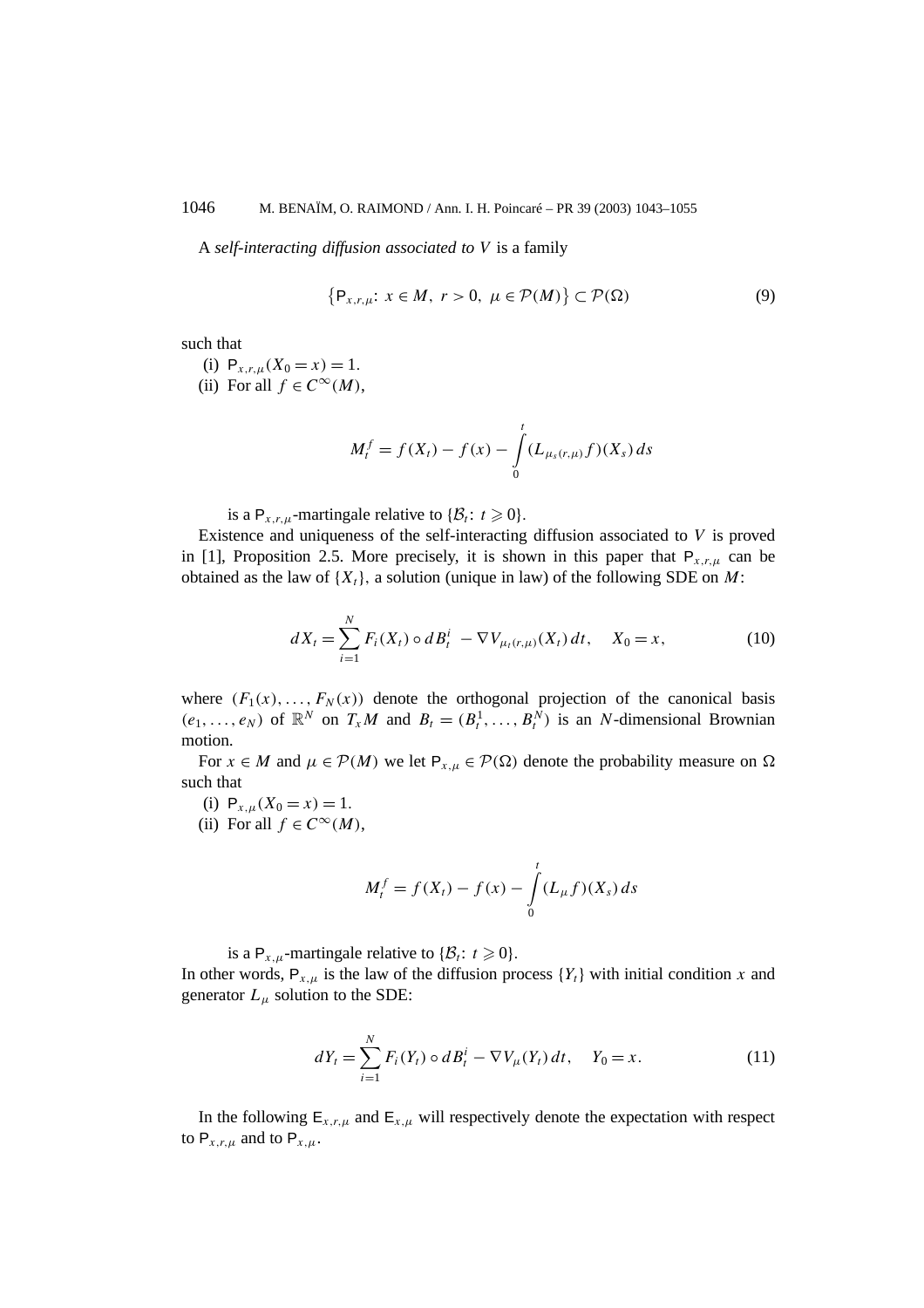A *self-interacting diffusion associated to $V$* is a family

$$\left\{\mathsf{P}_{x,r,\mu}\colon\ x \in M,\ r > 0,\ \mu \in \mathcal{P}(M)\right\} \subset \mathcal{P}(\Omega) \tag{9}$$

such that

(i) $\mathsf{P}_{x,r,\mu}(X_0 = x) = 1$.

(ii) For all $f \in C^\infty(M)$,

$$M_t^f = f(X_t) - f(x) - \int_0^t (L_{\mu_s(r,\mu)} f)(X_s)\, ds$$

is a $\mathsf{P}_{x,r,\mu}$-martingale relative to $\{\mathcal{B}_t\colon\ t \geqslant 0\}$.

Existence and uniqueness of the self-interacting diffusion associated to $V$ is proved in [1], Proposition 2.5. More precisely, it is shown in this paper that $\mathsf{P}_{x,r,\mu}$ can be obtained as the law of $\{X_t\}$, a solution (unique in law) of the following SDE on $M$:

$$dX_t = \sum_{i=1}^N F_i(X_t) \circ dB_t^i\ - \nabla V_{\mu_t(r,\mu)}(X_t)\, dt, \quad X_0 = x, \tag{10}$$

where $(F_1(x), \ldots, F_N(x))$ denote the orthogonal projection of the canonical basis $(e_1, \ldots, e_N)$ of $\mathbb{R}^N$ on $T_x M$ and $B_t = (B_t^1, \ldots, B_t^N)$ is an $N$-dimensional Brownian motion.

For $x \in M$ and $\mu \in \mathcal{P}(M)$ we let $\mathsf{P}_{x,\mu} \in \mathcal{P}(\Omega)$ denote the probability measure on $\Omega$ such that

(i) $\mathsf{P}_{x,\mu}(X_0 = x) = 1$.

(ii) For all $f \in C^\infty(M)$,

$$M_t^f = f(X_t) - f(x) - \int_0^t (L_\mu f)(X_s)\, ds$$

is a $\mathsf{P}_{x,\mu}$-martingale relative to $\{\mathcal{B}_t\colon\ t \geqslant 0\}$.

In other words, $\mathsf{P}_{x,\mu}$ is the law of the diffusion process $\{Y_t\}$ with initial condition $x$ and generator $L_\mu$ solution to the SDE:

$$dY_t = \sum_{i=1}^N F_i(Y_t) \circ dB_t^i - \nabla V_\mu(Y_t)\, dt, \quad Y_0 = x. \tag{11}$$

In the following $\mathsf{E}_{x,r,\mu}$ and $\mathsf{E}_{x,\mu}$ will respectively denote the expectation with respect to $\mathsf{P}_{x,r,\mu}$ and to $\mathsf{P}_{x,\mu}$.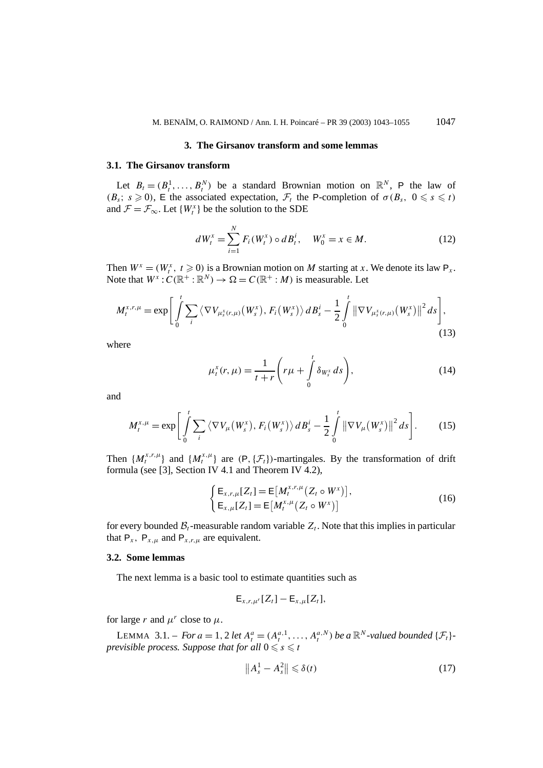## 3. The Girsanov transform and some lemmas

### 3.1. The Girsanov transform

Let $B_t = (B_t^1, \ldots, B_t^N)$ be a standard Brownian motion on $\mathbb{R}^N$, $\mathsf{P}$ the law of $(B_s;\ s \geqslant 0)$, $\mathsf{E}$ the associated expectation, $\mathcal{F}_t$ the $\mathsf{P}$-completion of $\sigma(B_s,\ 0 \leqslant s \leqslant t)$ and $\mathcal{F} = \mathcal{F}_\infty$. Let $\{W_t^x\}$ be the solution to the SDE

$$dW_t^x = \sum_{i=1}^N F_i(W_t^x) \circ dB_t^i, \quad W_0^x = x \in M. \tag{12}$$

Then $W^x = (W_t^x,\ t \geqslant 0)$ is a Brownian motion on $M$ starting at $x$. We denote its law $\mathsf{P}_x$. Note that $W^x : C(\mathbb{R}^+ : \mathbb{R}^N) \to \Omega = C(\mathbb{R}^+ : M)$ is measurable. Let

$$M_t^{x,r,\mu} = \exp\left[\int_0^t \sum_i \langle \nabla V_{\mu_s^x(r,\mu)}(W_s^x), F_i(W_s^x)\rangle \, dB_s^i - \frac{1}{2}\int_0^t \|\nabla V_{\mu_s^x(r,\mu)}(W_s^x)\|^2 \, ds\right], \tag{13}$$

where

$$\mu_t^x(r,\mu) = \frac{1}{t+r}\left(r\mu + \int_0^t \delta_{W_s^x}\, ds\right), \tag{14}$$

and

$$M_t^{x,\mu} = \exp\left[\int_0^t \sum_i \langle \nabla V_\mu(W_s^x), F_i(W_s^x)\rangle \, dB_s^i - \frac{1}{2}\int_0^t \|\nabla V_\mu(W_s^x)\|^2 \, ds\right]. \tag{15}$$

Then $\{M_t^{x,r,\mu}\}$ and $\{M_t^{x,\mu}\}$ are $(\mathsf{P}, \{\mathcal{F}_t\})$-martingales. By the transformation of drift formula (see [3], Section IV 4.1 and Theorem IV 4.2),

$$\begin{cases} \mathsf{E}_{x,r,\mu}[Z_t] = \mathsf{E}\left[M_t^{x,r,\mu}(Z_t \circ W^x)\right], \\ \mathsf{E}_{x,\mu}[Z_t] = \mathsf{E}\left[M_t^{x,\mu}(Z_t \circ W^x)\right] \end{cases} \tag{16}$$

for every bounded $\mathcal{B}_t$-measurable random variable $Z_t$. Note that this implies in particular that $\mathsf{P}_x$, $\mathsf{P}_{x,\mu}$ and $\mathsf{P}_{x,r,\mu}$ are equivalent.

### 3.2. Some lemmas

The next lemma is a basic tool to estimate quantities such as

$$\mathsf{E}_{x,r,\mu^r}[Z_t] - \mathsf{E}_{x,\mu}[Z_t],$$

for large $r$ and $\mu^r$ close to $\mu$.

LEMMA 3.1. – *For $a = 1, 2$ let $A_t^a = (A_t^{a,1}, \ldots, A_t^{a,N})$ be a $\mathbb{R}^N$-valued bounded $\{\mathcal{F}_t\}$-previsible process. Suppose that for all $0 \leqslant s \leqslant t$*

$$\|A_s^1 - A_s^2\| \leqslant \delta(t) \tag{17}$$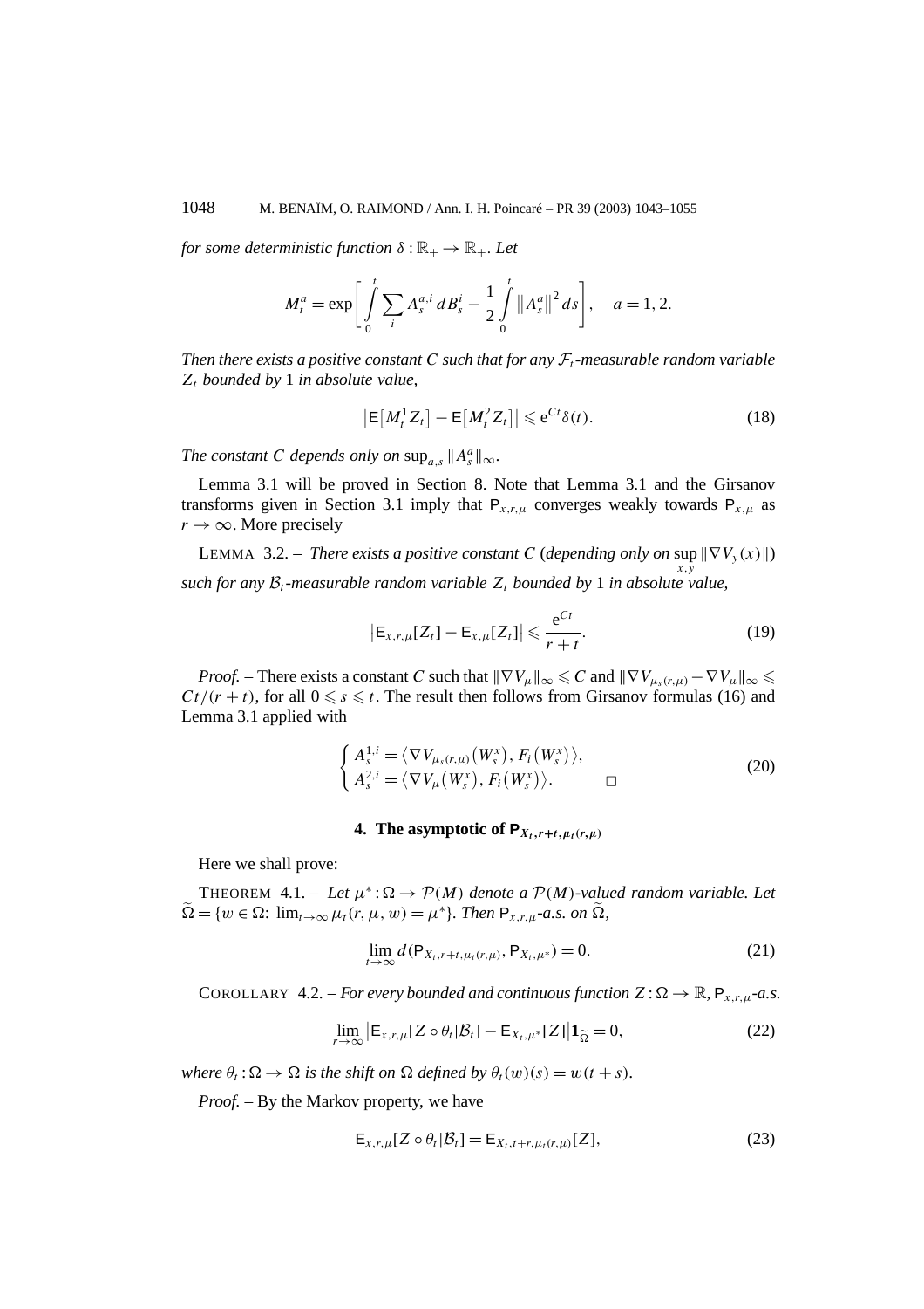*for some deterministic function $\delta : \mathbb{R}_+ \to \mathbb{R}_+$. Let*

$$M_t^a = \exp\left[\int_0^t \sum_i A_s^{a,i}\, dB_s^i - \frac{1}{2}\int_0^t \left\|A_s^a\right\|^2 ds\right], \quad a = 1, 2.$$

*Then there exists a positive constant $C$ such that for any $\mathcal{F}_t$-measurable random variable $Z_t$ bounded by 1 in absolute value,*

$$\left|\mathsf{E}\left[M_t^1 Z_t\right] - \mathsf{E}\left[M_t^2 Z_t\right]\right| \leqslant \mathrm{e}^{Ct}\delta(t). \tag{18}$$

*The constant $C$ depends only on $\sup_{a,s}\|A_s^a\|_\infty$.*

Lemma 3.1 will be proved in Section 8. Note that Lemma 3.1 and the Girsanov transforms given in Section 3.1 imply that $\mathsf{P}_{x,r,\mu}$ converges weakly towards $\mathsf{P}_{x,\mu}$ as $r \to \infty$. More precisely

LEMMA 3.2. – *There exists a positive constant $C$ (depending only on $\sup_{x,y}\|\nabla V_y(x)\|$) such for any $\mathcal{B}_t$-measurable random variable $Z_t$ bounded by 1 in absolute value,*

$$\left|\mathsf{E}_{x,r,\mu}[Z_t] - \mathsf{E}_{x,\mu}[Z_t]\right| \leqslant \frac{\mathrm{e}^{Ct}}{r+t}. \tag{19}$$

*Proof.* – There exists a constant $C$ such that $\|\nabla V_\mu\|_\infty \leqslant C$ and $\|\nabla V_{\mu_s(r,\mu)} - \nabla V_\mu\|_\infty \leqslant Ct/(r+t)$, for all $0 \leqslant s \leqslant t$. The result then follows from Girsanov formulas (16) and Lemma 3.1 applied with

$$\begin{cases} A_s^{1,i} = \left\langle \nabla V_{\mu_s(r,\mu)}\left(W_s^x\right), F_i\left(W_s^x\right)\right\rangle, \\ A_s^{2,i} = \left\langle \nabla V_\mu\left(W_s^x\right), F_i\left(W_s^x\right)\right\rangle. \end{cases} \tag{20}$$

□

## 4. The asymptotic of $\mathsf{P}_{X_t, r+t, \mu_t(r,\mu)}$

Here we shall prove:

THEOREM 4.1. – *Let $\mu^* : \Omega \to \mathcal{P}(M)$ denote a $\mathcal{P}(M)$-valued random variable. Let $\widetilde{\Omega} = \{w \in \Omega:\ \lim_{t\to\infty}\mu_t(r,\mu,w) = \mu^*\}$. Then $\mathsf{P}_{x,r,\mu}$-a.s. on $\widetilde{\Omega}$,*

$$\lim_{t\to\infty} d\left(\mathsf{P}_{X_t, r+t, \mu_t(r,\mu)}, \mathsf{P}_{X_t,\mu^*}\right) = 0. \tag{21}$$

COROLLARY 4.2. – *For every bounded and continuous function $Z : \Omega \to \mathbb{R}$, $\mathsf{P}_{x,r,\mu}$-a.s.*

$$\lim_{r\to\infty}\left|\mathsf{E}_{x,r,\mu}[Z\circ\theta_t|\mathcal{B}_t] - \mathsf{E}_{X_t,\mu^*}[Z]\right|\mathbf{1}_{\widetilde{\Omega}} = 0, \tag{22}$$

*where $\theta_t : \Omega \to \Omega$ is the shift on $\Omega$ defined by $\theta_t(w)(s) = w(t+s)$.*

*Proof.* – By the Markov property, we have

$$\mathsf{E}_{x,r,\mu}[Z\circ\theta_t|\mathcal{B}_t] = \mathsf{E}_{X_t, t+r, \mu_t(r,\mu)}[Z], \tag{23}$$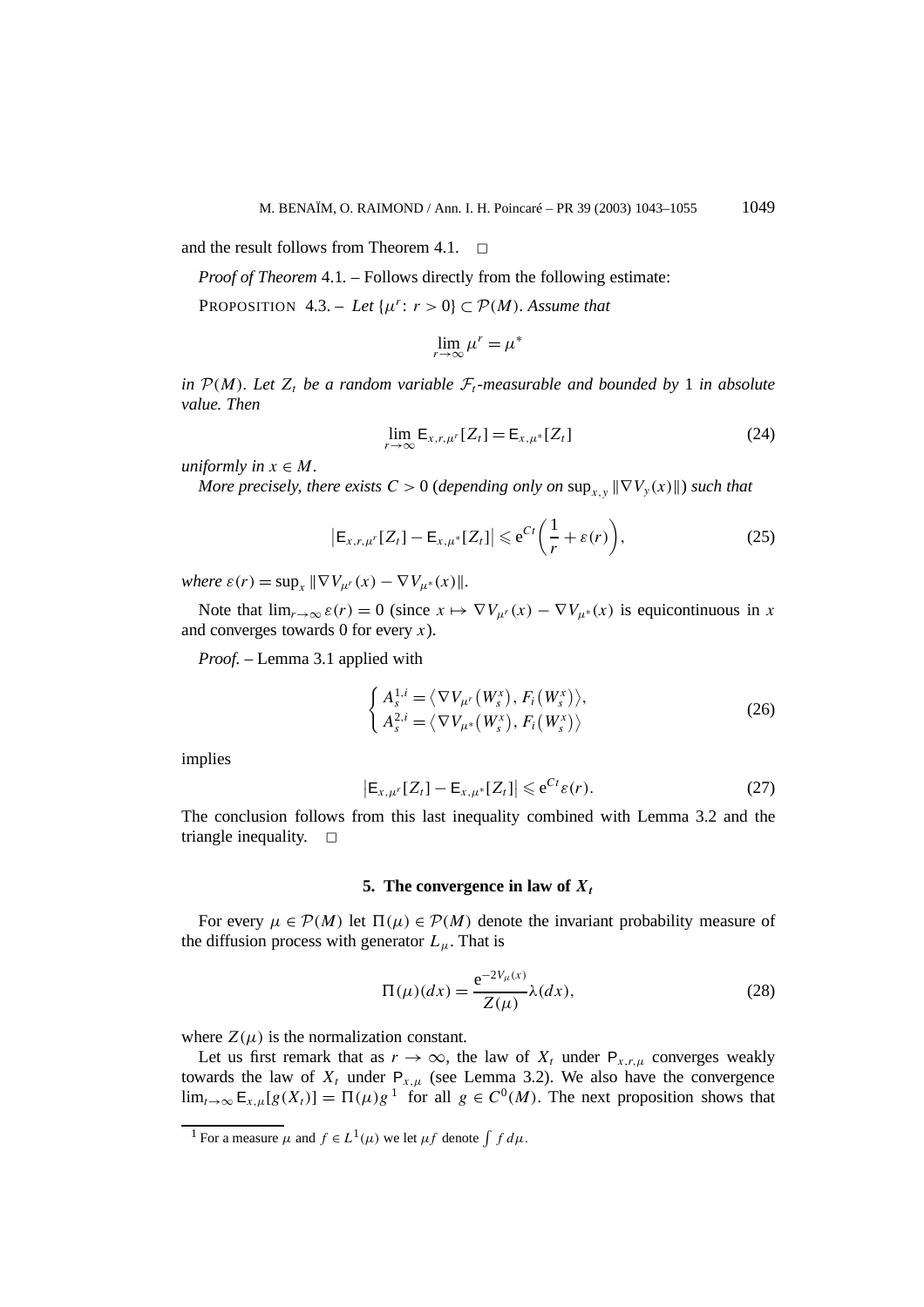and the result follows from Theorem 4.1. □

*Proof of Theorem* 4.1. – Follows directly from the following estimate:

PROPOSITION 4.3. – *Let* $\{\mu^r \colon r > 0\} \subset \mathcal{P}(M)$. *Assume that*

$$\lim_{r\to\infty} \mu^r = \mu^*$$

*in* $\mathcal{P}(M)$. *Let* $Z_t$ *be a random variable* $\mathcal{F}_t$*-measurable and bounded by* 1 *in absolute value. Then*

$$\lim_{r\to\infty} \mathsf{E}_{x,r,\mu^r}[Z_t] = \mathsf{E}_{x,\mu^*}[Z_t] \tag{24}$$

*uniformly in* $x \in M$.

*More precisely, there exists* $C > 0$ (*depending only on* $\sup_{x,y} \|\nabla V_y(x)\|$) *such that*

$$\left|\mathsf{E}_{x,r,\mu^r}[Z_t] - \mathsf{E}_{x,\mu^*}[Z_t]\right| \leqslant \mathrm{e}^{Ct}\left(\frac{1}{r} + \varepsilon(r)\right), \tag{25}$$

*where* $\varepsilon(r) = \sup_x \|\nabla V_{\mu^r}(x) - \nabla V_{\mu^*}(x)\|$.

Note that $\lim_{r\to\infty} \varepsilon(r) = 0$ (since $x \mapsto \nabla V_{\mu^r}(x) - \nabla V_{\mu^*}(x)$ is equicontinuous in $x$ and converges towards 0 for every $x$).

*Proof.* – Lemma 3.1 applied with

$$\begin{cases} A_s^{1,i} = \langle \nabla V_{\mu^r}(W_s^x), F_i(W_s^x)\rangle, \\ A_s^{2,i} = \langle \nabla V_{\mu^*}(W_s^x), F_i(W_s^x)\rangle \end{cases} \tag{26}$$

implies

$$\left|\mathsf{E}_{x,\mu^r}[Z_t] - \mathsf{E}_{x,\mu^*}[Z_t]\right| \leqslant \mathrm{e}^{Ct}\varepsilon(r). \tag{27}$$

The conclusion follows from this last inequality combined with Lemma 3.2 and the triangle inequality. □

## 5. The convergence in law of $X_t$

For every $\mu \in \mathcal{P}(M)$ let $\Pi(\mu) \in \mathcal{P}(M)$ denote the invariant probability measure of the diffusion process with generator $L_\mu$. That is

$$\Pi(\mu)(dx) = \frac{\mathrm{e}^{-2V_\mu(x)}}{Z(\mu)}\lambda(dx), \tag{28}$$

where $Z(\mu)$ is the normalization constant.

Let us first remark that as $r \to \infty$, the law of $X_t$ under $\mathsf{P}_{x,r,\mu}$ converges weakly towards the law of $X_t$ under $\mathsf{P}_{x,\mu}$ (see Lemma 3.2). We also have the convergence $\lim_{t\to\infty} \mathsf{E}_{x,\mu}[g(X_t)] = \Pi(\mu)g$ [1] for all $g \in C^0(M)$. The next proposition shows that

[1] For a measure $\mu$ and $f \in L^1(\mu)$ we let $\mu f$ denote $\int f\,d\mu$.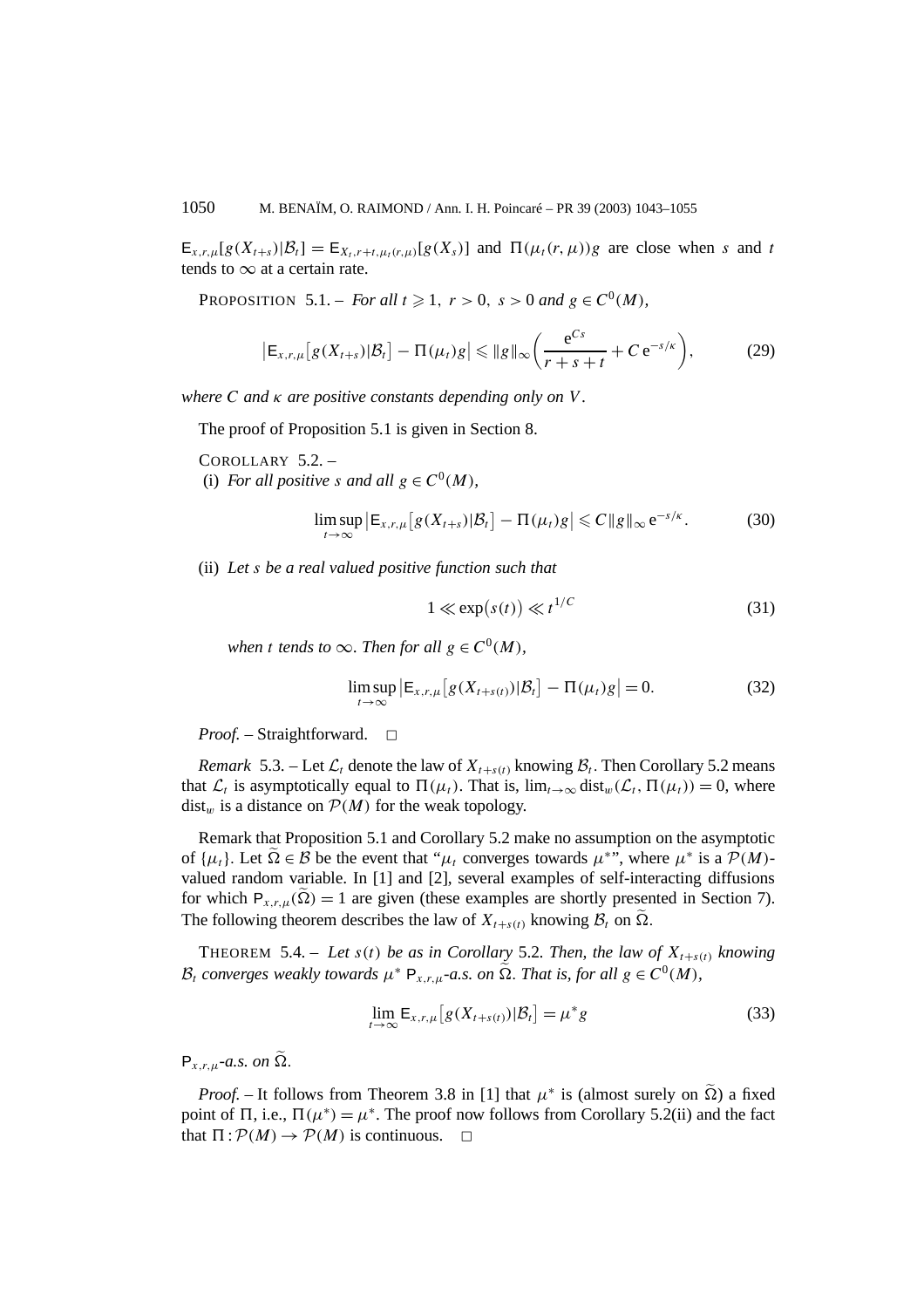$\mathsf{E}_{x,r,\mu}[g(X_{t+s})|\mathcal{B}_t] = \mathsf{E}_{X_t,r+t,\mu_t(r,\mu)}[g(X_s)]$ and $\Pi(\mu_t(r,\mu))g$ are close when $s$ and $t$ tends to $\infty$ at a certain rate.

PROPOSITION 5.1. – *For all $t \geqslant 1$, $r > 0$, $s > 0$ and $g \in C^0(M)$,*

$$\left|\mathsf{E}_{x,r,\mu}\left[g(X_{t+s})|\mathcal{B}_t\right] - \Pi(\mu_t)g\right| \leqslant \|g\|_\infty \left(\frac{\mathrm{e}^{Cs}}{r+s+t} + C\,\mathrm{e}^{-s/\kappa}\right), \tag{29}$$

*where $C$ and $\kappa$ are positive constants depending only on $V$.*

The proof of Proposition 5.1 is given in Section 8.

COROLLARY 5.2. –

(i) *For all positive $s$ and all $g \in C^0(M)$,*

$$\limsup_{t\to\infty} \left|\mathsf{E}_{x,r,\mu}\left[g(X_{t+s})|\mathcal{B}_t\right] - \Pi(\mu_t)g\right| \leqslant C\|g\|_\infty\,\mathrm{e}^{-s/\kappa}. \tag{30}$$

(ii) *Let $s$ be a real valued positive function such that*

$$1 \ll \exp\bigl(s(t)\bigr) \ll t^{1/C} \tag{31}$$

*when $t$ tends to $\infty$. Then for all $g \in C^0(M)$,*

$$\limsup_{t\to\infty} \left|\mathsf{E}_{x,r,\mu}\left[g(X_{t+s(t)})|\mathcal{B}_t\right] - \Pi(\mu_t)g\right| = 0. \tag{32}$$

*Proof.* – Straightforward. □

*Remark* 5.3. – Let $\mathcal{L}_t$ denote the law of $X_{t+s(t)}$ knowing $\mathcal{B}_t$. Then Corollary 5.2 means that $\mathcal{L}_t$ is asymptotically equal to $\Pi(\mu_t)$. That is, $\lim_{t\to\infty} \mathrm{dist}_w(\mathcal{L}_t, \Pi(\mu_t)) = 0$, where $\mathrm{dist}_w$ is a distance on $\mathcal{P}(M)$ for the weak topology.

Remark that Proposition 5.1 and Corollary 5.2 make no assumption on the asymptotic of $\{\mu_t\}$. Let $\widetilde{\Omega} \in \mathcal{B}$ be the event that "$\mu_t$ converges towards $\mu^*$", where $\mu^*$ is a $\mathcal{P}(M)$-valued random variable. In [1] and [2], several examples of self-interacting diffusions for which $\mathsf{P}_{x,r,\mu}(\widetilde{\Omega}) = 1$ are given (these examples are shortly presented in Section 7). The following theorem describes the law of $X_{t+s(t)}$ knowing $\mathcal{B}_t$ on $\widetilde{\Omega}$.

THEOREM 5.4. – *Let $s(t)$ be as in Corollary 5.2. Then, the law of $X_{t+s(t)}$ knowing $\mathcal{B}_t$ converges weakly towards $\mu^*$ $\mathsf{P}_{x,r,\mu}$-a.s. on $\widetilde{\Omega}$. That is, for all $g \in C^0(M)$,*

$$\lim_{t\to\infty} \mathsf{E}_{x,r,\mu}\left[g(X_{t+s(t)})|\mathcal{B}_t\right] = \mu^* g \tag{33}$$

$\mathsf{P}_{x,r,\mu}$*-a.s. on* $\widetilde{\Omega}$.

*Proof.* – It follows from Theorem 3.8 in [1] that $\mu^*$ is (almost surely on $\widetilde{\Omega}$) a fixed point of $\Pi$, i.e., $\Pi(\mu^*) = \mu^*$. The proof now follows from Corollary 5.2(ii) and the fact that $\Pi : \mathcal{P}(M) \to \mathcal{P}(M)$ is continuous. □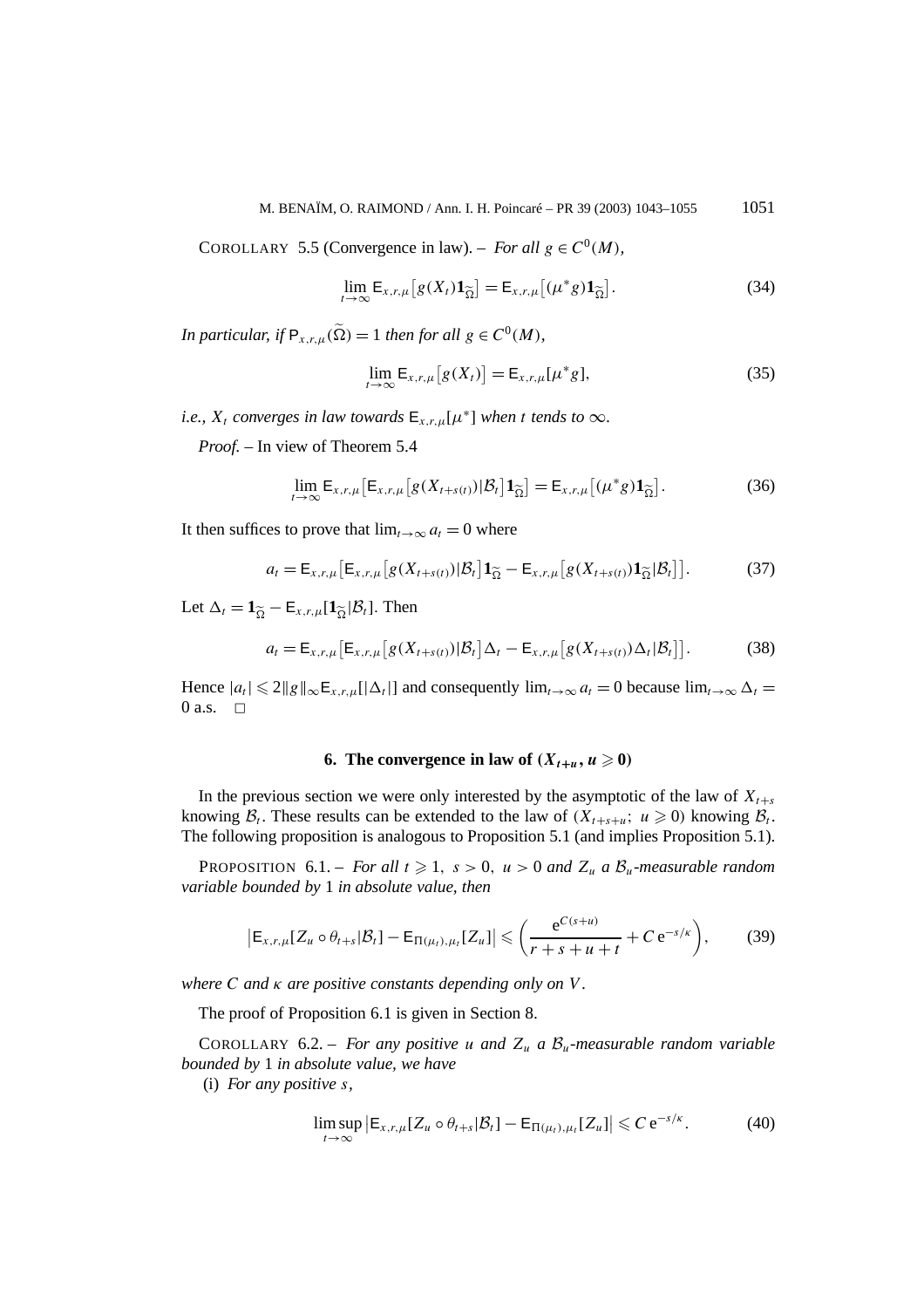COROLLARY 5.5 (Convergence in law). – *For all* $g \in C^0(M)$,

$$\lim_{t\to\infty} \mathsf{E}_{x,r,\mu}\big[g(X_t)\mathbf{1}_{\widetilde{\Omega}}\big] = \mathsf{E}_{x,r,\mu}\big[(\mu^* g)\mathbf{1}_{\widetilde{\Omega}}\big]. \tag{34}$$

*In particular, if* $\mathsf{P}_{x,r,\mu}(\widetilde{\Omega}) = 1$ *then for all* $g \in C^0(M)$,

$$\lim_{t\to\infty} \mathsf{E}_{x,r,\mu}\big[g(X_t)\big] = \mathsf{E}_{x,r,\mu}[\mu^* g], \tag{35}$$

*i.e.,* $X_t$ *converges in law towards* $\mathsf{E}_{x,r,\mu}[\mu^*]$ *when* $t$ *tends to* $\infty$.

*Proof.* – In view of Theorem 5.4

$$\lim_{t\to\infty} \mathsf{E}_{x,r,\mu}\big[\mathsf{E}_{x,r,\mu}\big[g(X_{t+s(t)})|\mathcal{B}_t\big]\mathbf{1}_{\widetilde{\Omega}}\big] = \mathsf{E}_{x,r,\mu}\big[(\mu^* g)\mathbf{1}_{\widetilde{\Omega}}\big]. \tag{36}$$

It then suffices to prove that $\lim_{t\to\infty} a_t = 0$ where

$$a_t = \mathsf{E}_{x,r,\mu}\big[\mathsf{E}_{x,r,\mu}\big[g(X_{t+s(t)})|\mathcal{B}_t\big]\mathbf{1}_{\widetilde{\Omega}} - \mathsf{E}_{x,r,\mu}\big[g(X_{t+s(t)})\mathbf{1}_{\widetilde{\Omega}}|\mathcal{B}_t\big]\big]. \tag{37}$$

Let $\Delta_t = \mathbf{1}_{\widetilde{\Omega}} - \mathsf{E}_{x,r,\mu}[\mathbf{1}_{\widetilde{\Omega}}|\mathcal{B}_t]$. Then

$$a_t = \mathsf{E}_{x,r,\mu}\big[\mathsf{E}_{x,r,\mu}\big[g(X_{t+s(t)})|\mathcal{B}_t\big]\Delta_t - \mathsf{E}_{x,r,\mu}\big[g(X_{t+s(t)})\Delta_t|\mathcal{B}_t\big]\big]. \tag{38}$$

Hence $|a_t| \leqslant 2\|g\|_\infty \mathsf{E}_{x,r,\mu}[|\Delta_t|]$ and consequently $\lim_{t\to\infty} a_t = 0$ because $\lim_{t\to\infty} \Delta_t = 0$ a.s. □

## 6. The convergence in law of $(X_{t+u}, u \geqslant 0)$

In the previous section we were only interested by the asymptotic of the law of $X_{t+s}$ knowing $\mathcal{B}_t$. These results can be extended to the law of $(X_{t+s+u};\ u \geqslant 0)$ knowing $\mathcal{B}_t$. The following proposition is analogous to Proposition 5.1 (and implies Proposition 5.1).

PROPOSITION 6.1. – *For all* $t \geqslant 1,\ s > 0,\ u > 0$ *and* $Z_u$ *a* $\mathcal{B}_u$*-measurable random variable bounded by* 1 *in absolute value, then*

$$\big|\mathsf{E}_{x,r,\mu}[Z_u \circ \theta_{t+s}|\mathcal{B}_t] - \mathsf{E}_{\Pi(\mu_t),\mu_t}[Z_u]\big| \leqslant \left(\frac{e^{C(s+u)}}{r+s+u+t} + C\,e^{-s/\kappa}\right), \tag{39}$$

*where* $C$ *and* $\kappa$ *are positive constants depending only on* $V$.

The proof of Proposition 6.1 is given in Section 8.

COROLLARY 6.2. – *For any positive* $u$ *and* $Z_u$ *a* $\mathcal{B}_u$*-measurable random variable bounded by* 1 *in absolute value, we have*

(i) *For any positive* $s$,

$$\limsup_{t\to\infty} \big|\mathsf{E}_{x,r,\mu}[Z_u \circ \theta_{t+s}|\mathcal{B}_t] - \mathsf{E}_{\Pi(\mu_t),\mu_t}[Z_u]\big| \leqslant C\,e^{-s/\kappa}. \tag{40}$$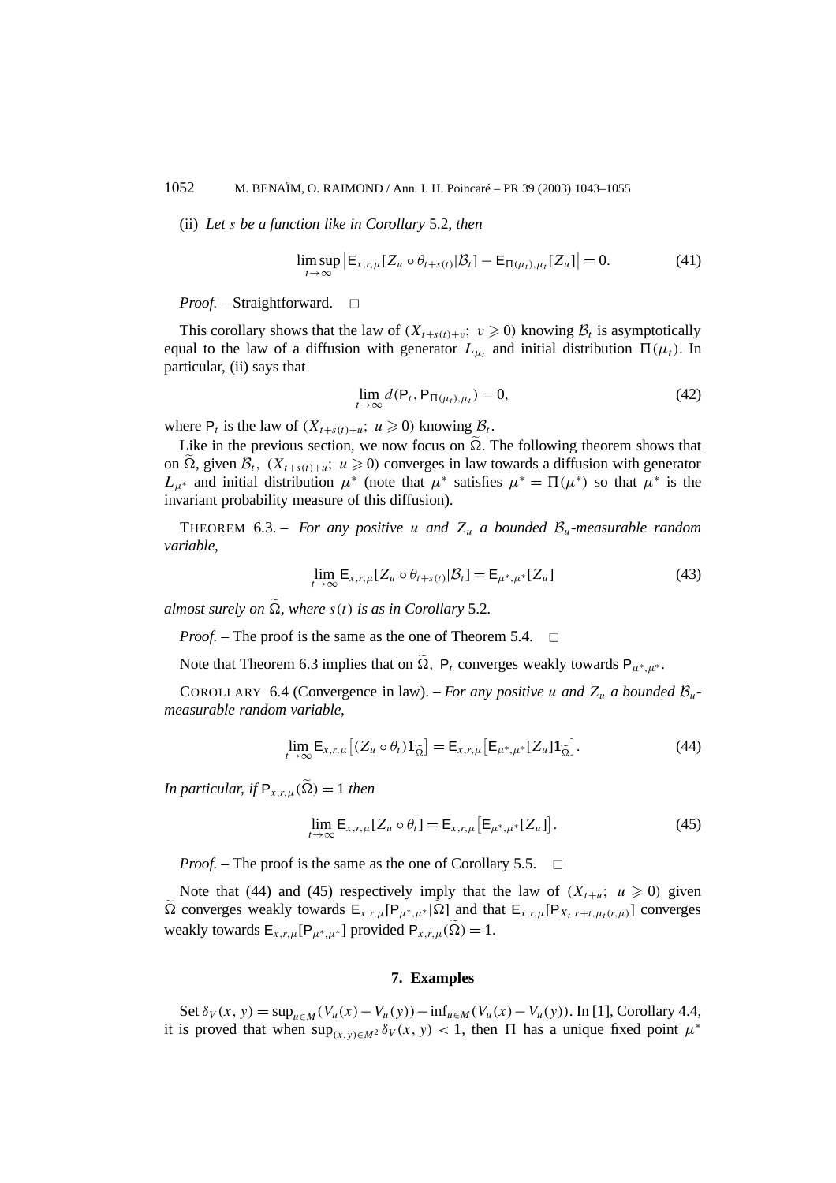(ii) *Let $s$ be a function like in Corollary* 5.2*, then*

$$\limsup_{t\to\infty} \left| \mathsf{E}_{x,r,\mu}[Z_u \circ \theta_{t+s(t)}|\mathcal{B}_t] - \mathsf{E}_{\Pi(\mu_t),\mu_t}[Z_u] \right| = 0. \tag{41}$$

*Proof.* – Straightforward. □

This corollary shows that the law of $(X_{t+s(t)+v};\ v \geqslant 0)$ knowing $\mathcal{B}_t$ is asymptotically equal to the law of a diffusion with generator $L_{\mu_t}$ and initial distribution $\Pi(\mu_t)$. In particular, (ii) says that

$$\lim_{t\to\infty} d(\mathsf{P}_t, \mathsf{P}_{\Pi(\mu_t),\mu_t}) = 0, \tag{42}$$

where $\mathsf{P}_t$ is the law of $(X_{t+s(t)+u};\ u \geqslant 0)$ knowing $\mathcal{B}_t$.

Like in the previous section, we now focus on $\widetilde{\Omega}$. The following theorem shows that on $\widetilde{\Omega}$, given $\mathcal{B}_t$, $(X_{t+s(t)+u};\ u \geqslant 0)$ converges in law towards a diffusion with generator $L_{\mu^*}$ and initial distribution $\mu^*$ (note that $\mu^*$ satisfies $\mu^* = \Pi(\mu^*)$ so that $\mu^*$ is the invariant probability measure of this diffusion).

THEOREM 6.3. – *For any positive $u$ and $Z_u$ a bounded $\mathcal{B}_u$-measurable random variable,*

$$\lim_{t\to\infty} \mathsf{E}_{x,r,\mu}[Z_u \circ \theta_{t+s(t)}|\mathcal{B}_t] = \mathsf{E}_{\mu^*,\mu^*}[Z_u] \tag{43}$$

*almost surely on $\widetilde{\Omega}$, where $s(t)$ is as in Corollary* 5.2*.*

*Proof.* – The proof is the same as the one of Theorem 5.4. □

Note that Theorem 6.3 implies that on $\widetilde{\Omega}$, $\mathsf{P}_t$ converges weakly towards $\mathsf{P}_{\mu^*,\mu^*}$.

COROLLARY 6.4 (Convergence in law). – *For any positive $u$ and $Z_u$ a bounded $\mathcal{B}_u$-measurable random variable,*

$$\lim_{t\to\infty} \mathsf{E}_{x,r,\mu}\left[(Z_u \circ \theta_t)\mathbf{1}_{\widetilde{\Omega}}\right] = \mathsf{E}_{x,r,\mu}\left[\mathsf{E}_{\mu^*,\mu^*}[Z_u]\mathbf{1}_{\widetilde{\Omega}}\right]. \tag{44}$$

*In particular, if $\mathsf{P}_{x,r,\mu}(\widetilde{\Omega}) = 1$ then*

$$\lim_{t\to\infty} \mathsf{E}_{x,r,\mu}[Z_u \circ \theta_t] = \mathsf{E}_{x,r,\mu}\left[\mathsf{E}_{\mu^*,\mu^*}[Z_u]\right]. \tag{45}$$

*Proof.* – The proof is the same as the one of Corollary 5.5. □

Note that (44) and (45) respectively imply that the law of $(X_{t+u};\ u \geqslant 0)$ given $\widetilde{\Omega}$ converges weakly towards $\mathsf{E}_{x,r,\mu}[\mathsf{P}_{\mu^*,\mu^*}|\widetilde{\Omega}]$ and that $\mathsf{E}_{x,r,\mu}[\mathsf{P}_{X_t,r+t,\mu_t(r,\mu)}]$ converges weakly towards $\mathsf{E}_{x,r,\mu}[\mathsf{P}_{\mu^*,\mu^*}]$ provided $\mathsf{P}_{x,r,\mu}(\widetilde{\Omega}) = 1$.

## 7. Examples

Set $\delta_V(x, y) = \sup_{u\in M}(V_u(x) - V_u(y)) - \inf_{u\in M}(V_u(x) - V_u(y))$. In [1], Corollary 4.4, it is proved that when $\sup_{(x,y)\in M^2} \delta_V(x, y) < 1$, then $\Pi$ has a unique fixed point $\mu^*$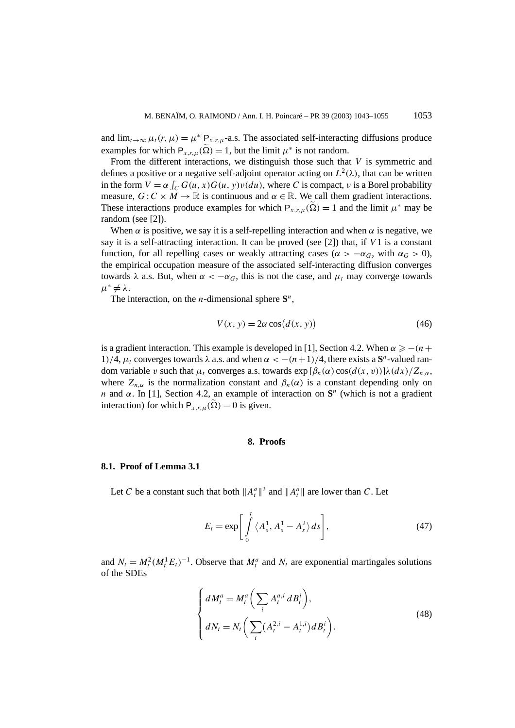and $\lim_{t\to\infty}\mu_t(r,\mu) = \mu^*$ $\mathsf{P}_{x,r,\mu}$-a.s. The associated self-interacting diffusions produce examples for which $\mathsf{P}_{x,r,\mu}(\widetilde{\Omega}) = 1$, but the limit $\mu^*$ is not random.

From the different interactions, we distinguish those such that $V$ is symmetric and defines a positive or a negative self-adjoint operator acting on $L^2(\lambda)$, that can be written in the form $V = \alpha \int_C G(u,x)G(u,y)\nu(du)$, where $C$ is compact, $\nu$ is a Borel probability measure, $G : C \times M \to \mathbb{R}$ is continuous and $\alpha \in \mathbb{R}$. We call them gradient interactions. These interactions produce examples for which $\mathsf{P}_{x,r,\mu}(\widetilde{\Omega}) = 1$ and the limit $\mu^*$ may be random (see [2]).

When $\alpha$ is positive, we say it is a self-repelling interaction and when $\alpha$ is negative, we say it is a self-attracting interaction. It can be proved (see [2]) that, if $V1$ is a constant function, for all repelling cases or weakly attracting cases ($\alpha > -\alpha_G$, with $\alpha_G > 0$), the empirical occupation measure of the associated self-interacting diffusion converges towards $\lambda$ a.s. But, when $\alpha < -\alpha_G$, this is not the case, and $\mu_t$ may converge towards $\mu^* \neq \lambda$.

The interaction, on the $n$-dimensional sphere $\mathbf{S}^n$,

$$V(x,y) = 2\alpha \cos\bigl(d(x,y)\bigr) \tag{46}$$

is a gradient interaction. This example is developed in [1], Section 4.2. When $\alpha \geqslant -(n+1)/4$, $\mu_t$ converges towards $\lambda$ a.s. and when $\alpha < -(n+1)/4$, there exists a $\mathbf{S}^n$-valued random variable $v$ such that $\mu_t$ converges a.s. towards $\exp[\beta_n(\alpha)\cos(d(x,v))]\lambda(dx)/Z_{n,\alpha}$, where $Z_{n,\alpha}$ is the normalization constant and $\beta_n(\alpha)$ is a constant depending only on $n$ and $\alpha$. In [1], Section 4.2, an example of interaction on $\mathbf{S}^n$ (which is not a gradient interaction) for which $\mathsf{P}_{x,r,\mu}(\widetilde{\Omega}) = 0$ is given.

## 8. Proofs

### 8.1. Proof of Lemma 3.1

Let $C$ be a constant such that both $\|A_t^a\|^2$ and $\|A_t^a\|$ are lower than $C$. Let

$$E_t = \exp\left[\int_0^t \langle A_s^1, A_s^1 - A_s^2\rangle\, ds\right], \tag{47}$$

and $N_t = M_t^2(M_t^1 E_t)^{-1}$. Observe that $M_t^a$ and $N_t$ are exponential martingales solutions of the SDEs

$$\begin{cases} dM_t^a = M_t^a \left(\displaystyle\sum_i A_t^{a,i}\, dB_t^i\right), \\ dN_t = N_t \left(\displaystyle\sum_i \bigl(A_t^{2,i} - A_t^{1,i}\bigr) dB_t^i\right). \end{cases} \tag{48}$$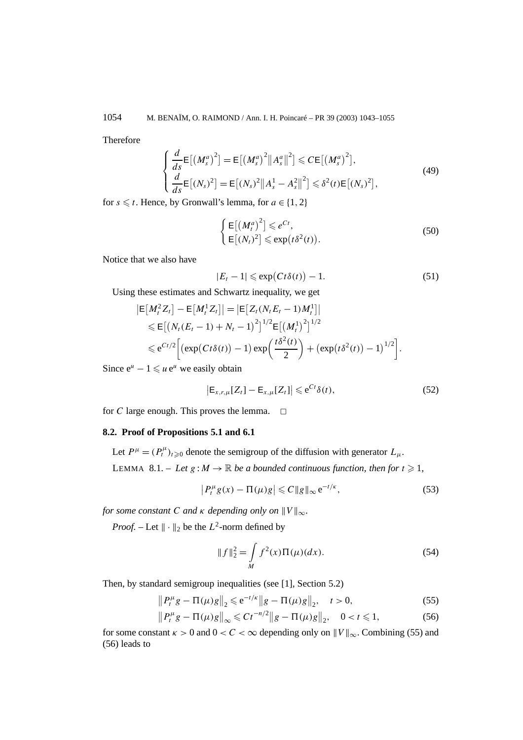Therefore

$$
\begin{cases}
\dfrac{d}{ds}\mathsf{E}\big[\big(M_s^a\big)^2\big] = \mathsf{E}\big[\big(M_s^a\big)^2\big\|A_s^a\big\|^2\big] \leqslant C\mathsf{E}\big[\big(M_s^a\big)^2\big], \\
\dfrac{d}{ds}\mathsf{E}\big[(N_s)^2\big] = \mathsf{E}\big[(N_s)^2\big\|A_s^1 - A_s^2\big\|^2\big] \leqslant \delta^2(t)\mathsf{E}\big[(N_s)^2\big],
\end{cases}
\tag{49}
$$

for $s \leqslant t$. Hence, by Gronwall's lemma, for $a \in \{1,2\}$

$$
\begin{cases}
\mathsf{E}\big[\big(M_t^a\big)^2\big] \leqslant e^{Ct}, \\
\mathsf{E}\big[(N_t)^2\big] \leqslant \exp\big(t\delta^2(t)\big).
\end{cases}
\tag{50}
$$

Notice that we also have

$$
|E_t - 1| \leqslant \exp\big(Ct\delta(t)\big) - 1. \tag{51}
$$

Using these estimates and Schwartz inequality, we get

$$
\begin{aligned}
\big|\mathsf{E}\big[M_t^2 Z_t\big] - \mathsf{E}\big[M_t^1 Z_t\big]\big| &= \big|\mathsf{E}\big[Z_t(N_t E_t - 1)M_t^1\big]\big| \\
&\leqslant \mathsf{E}\big[\big(N_t(E_t - 1) + N_t - 1\big)^2\big]^{1/2}\mathsf{E}\big[\big(M_t^1\big)^2\big]^{1/2} \\
&\leqslant \mathrm{e}^{Ct/2}\bigg[\big(\exp\big(Ct\delta(t)\big) - 1\big)\exp\bigg(\frac{t\delta^2(t)}{2}\bigg) + \big(\exp\big(t\delta^2(t)\big) - 1\big)^{1/2}\bigg].
\end{aligned}
$$

Since $\mathrm{e}^u - 1 \leqslant u\,\mathrm{e}^u$ we easily obtain

$$
\big|\mathsf{E}_{x,r,\mu}[Z_t] - \mathsf{E}_{x,\mu}[Z_t]\big| \leqslant \mathrm{e}^{Ct}\delta(t), \tag{52}
$$

for $C$ large enough. This proves the lemma. □

### 8.2. Proof of Propositions 5.1 and 6.1

Let $P^\mu = (P_t^\mu)_{t\geqslant 0}$ denote the semigroup of the diffusion with generator $L_\mu$.

LEMMA 8.1. – *Let $g : M \to \mathbb{R}$ be a bounded continuous function, then for $t \geqslant 1$,*

$$
\big|P_t^\mu g(x) - \Pi(\mu)g\big| \leqslant C\|g\|_\infty \mathrm{e}^{-t/\kappa}, \tag{53}
$$

*for some constant $C$ and $\kappa$ depending only on $\|V\|_\infty$.*

*Proof.* – Let $\|\cdot\|_2$ be the $L^2$-norm defined by

$$
\|f\|_2^2 = \int_M f^2(x)\Pi(\mu)(dx). \tag{54}
$$

Then, by standard semigroup inequalities (see [1], Section 5.2)

$$
\big\|P_t^\mu g - \Pi(\mu)g\big\|_2 \leqslant \mathrm{e}^{-t/\kappa}\big\|g - \Pi(\mu)g\big\|_2, \quad t > 0, \tag{55}
$$

$$
\big\|P_t^\mu g - \Pi(\mu)g\big\|_\infty \leqslant Ct^{-n/2}\big\|g - \Pi(\mu)g\big\|_2, \quad 0 < t \leqslant 1, \tag{56}
$$

for some constant $\kappa > 0$ and $0 < C < \infty$ depending only on $\|V\|_\infty$. Combining (55) and (56) leads to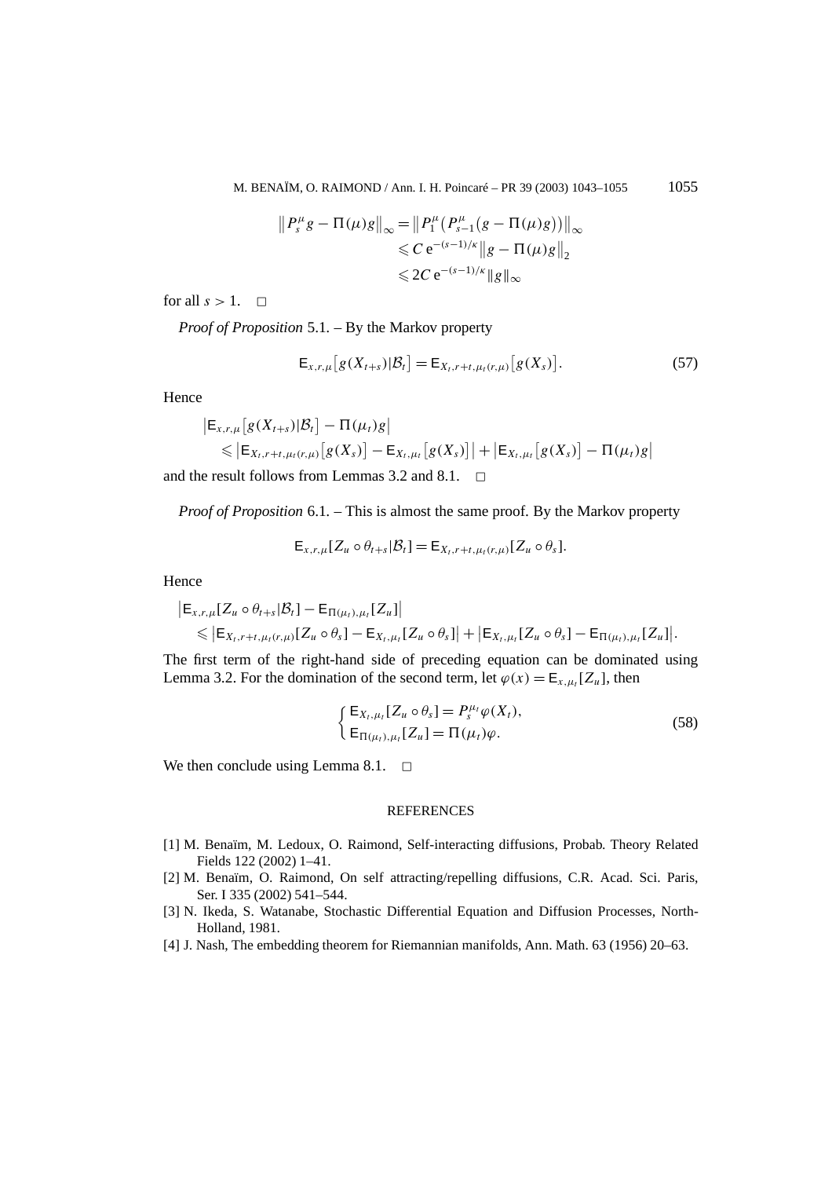$$
\begin{aligned}
\left\| P_s^\mu g - \Pi(\mu) g \right\|_\infty &= \left\| P_1^\mu \left( P_{s-1}^\mu \left( g - \Pi(\mu) g \right) \right) \right\|_\infty \\
&\leqslant C\, \mathrm{e}^{-(s-1)/\kappa} \left\| g - \Pi(\mu) g \right\|_2 \\
&\leqslant 2C\, \mathrm{e}^{-(s-1)/\kappa} \|g\|_\infty
\end{aligned}
$$

for all $s > 1$. □

*Proof of Proposition* 5.1. – By the Markov property

$$
\mathsf{E}_{x,r,\mu}\left[ g(X_{t+s}) | \mathcal{B}_t \right] = \mathsf{E}_{X_t, r+t, \mu_t(r,\mu)}\left[ g(X_s) \right]. \tag{57}
$$

Hence

$$
\begin{aligned}
&\left| \mathsf{E}_{x,r,\mu}\left[ g(X_{t+s}) | \mathcal{B}_t \right] - \Pi(\mu_t) g \right| \\
&\quad \leqslant \left| \mathsf{E}_{X_t, r+t, \mu_t(r,\mu)}\left[ g(X_s) \right] - \mathsf{E}_{X_t, \mu_t}\left[ g(X_s) \right] \right| + \left| \mathsf{E}_{X_t, \mu_t}\left[ g(X_s) \right] - \Pi(\mu_t) g \right|
\end{aligned}
$$

and the result follows from Lemmas 3.2 and 8.1. □

*Proof of Proposition* 6.1. – This is almost the same proof. By the Markov property

$$
\mathsf{E}_{x,r,\mu}[Z_u \circ \theta_{t+s} | \mathcal{B}_t] = \mathsf{E}_{X_t, r+t, \mu_t(r,\mu)}[Z_u \circ \theta_s].
$$

Hence

$$
\begin{aligned}
&\left| \mathsf{E}_{x,r,\mu}[Z_u \circ \theta_{t+s} | \mathcal{B}_t] - \mathsf{E}_{\Pi(\mu_t), \mu_t}[Z_u] \right| \\
&\quad \leqslant \left| \mathsf{E}_{X_t, r+t, \mu_t(r,\mu)}[Z_u \circ \theta_s] - \mathsf{E}_{X_t, \mu_t}[Z_u \circ \theta_s] \right| + \left| \mathsf{E}_{X_t, \mu_t}[Z_u \circ \theta_s] - \mathsf{E}_{\Pi(\mu_t), \mu_t}[Z_u] \right|.
\end{aligned}
$$

The first term of the right-hand side of preceding equation can be dominated using Lemma 3.2. For the domination of the second term, let $\varphi(x) = \mathsf{E}_{x, \mu_t}[Z_u]$, then

$$
\begin{cases}
\mathsf{E}_{X_t, \mu_t}[Z_u \circ \theta_s] = P_s^{\mu_t} \varphi(X_t), \\
\mathsf{E}_{\Pi(\mu_t), \mu_t}[Z_u] = \Pi(\mu_t) \varphi.
\end{cases} \tag{58}
$$

We then conclude using Lemma 8.1. □

## REFERENCES

[1] M. Benaïm, M. Ledoux, O. Raimond, Self-interacting diffusions, Probab. Theory Related Fields 122 (2002) 1–41.

[2] M. Benaïm, O. Raimond, On self attracting/repelling diffusions, C.R. Acad. Sci. Paris, Ser. I 335 (2002) 541–544.

[3] N. Ikeda, S. Watanabe, Stochastic Differential Equation and Diffusion Processes, North-Holland, 1981.

[4] J. Nash, The embedding theorem for Riemannian manifolds, Ann. Math. 63 (1956) 20–63.